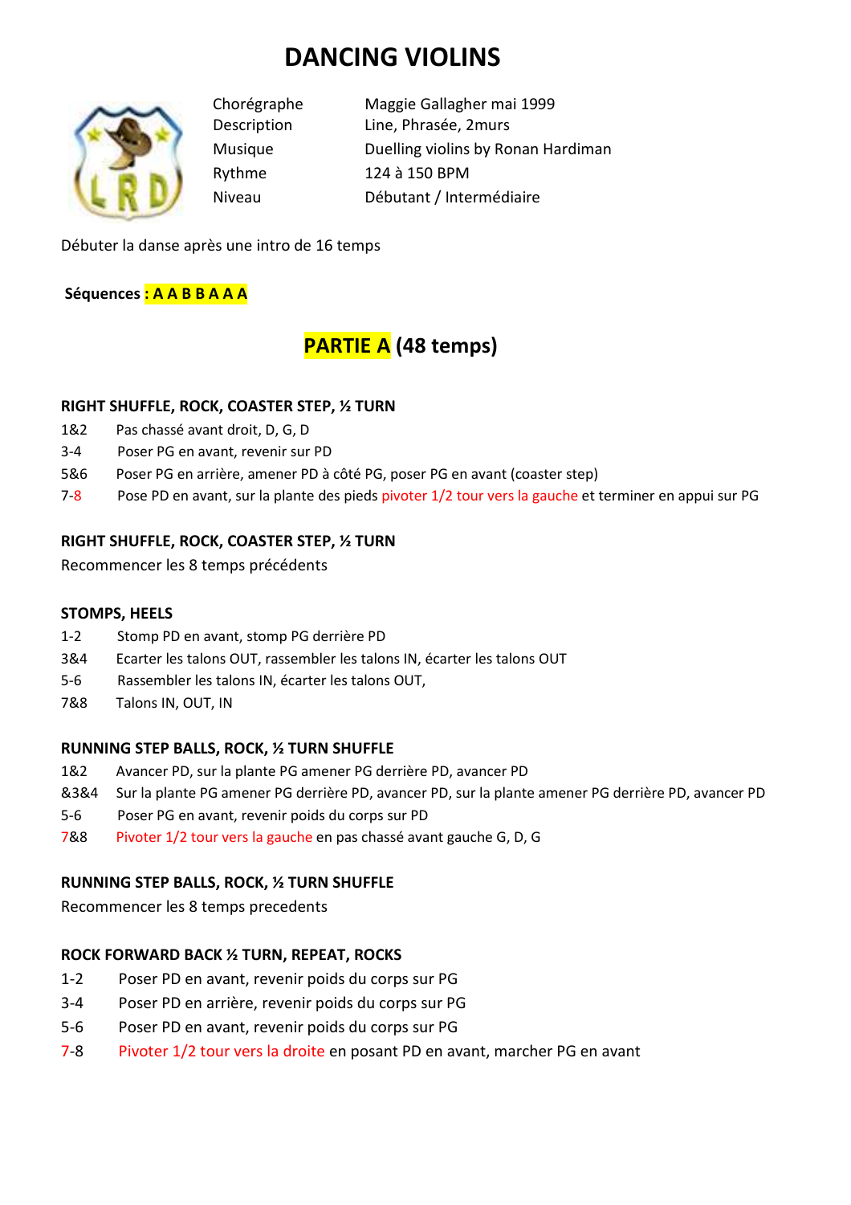# DANCING VIOLINS

| | |
|---|---|
| Chorégraphe | Maggie Gallagher mai 1999 |
| Description | Line, Phrasée, 2murs |
| Musique | Duelling violins by Ronan Hardiman |
| Rythme | 124 à 150 BPM |
| Niveau | Débutant / Intermédiaire |

Débuter la danse après une intro de 16 temps

**Séquences : A A B B A A A**

## PARTIE A (48 temps)

**RIGHT SHUFFLE, ROCK, COASTER STEP, ½ TURN**

1&2 Pas chassé avant droit, D, G, D
3-4 Poser PG en avant, revenir sur PD
5&6 Poser PG en arrière, amener PD à côté PG, poser PG en avant (coaster step)
7-8 Pose PD en avant, sur la plante des pieds pivoter 1/2 tour vers la gauche et terminer en appui sur PG

**RIGHT SHUFFLE, ROCK, COASTER STEP, ½ TURN**

Recommencer les 8 temps précédents

**STOMPS, HEELS**

1-2 Stomp PD en avant, stomp PG derrière PD
3&4 Ecarter les talons OUT, rassembler les talons IN, écarter les talons OUT
5-6 Rassembler les talons IN, écarter les talons OUT,
7&8 Talons IN, OUT, IN

**RUNNING STEP BALLS, ROCK, ½ TURN SHUFFLE**

1&2 Avancer PD, sur la plante PG amener PG derrière PD, avancer PD
&3&4 Sur la plante PG amener PG derrière PD, avancer PD, sur la plante amener PG derrière PD, avancer PD
5-6 Poser PG en avant, revenir poids du corps sur PD
7&8 Pivoter 1/2 tour vers la gauche en pas chassé avant gauche G, D, G

**RUNNING STEP BALLS, ROCK, ½ TURN SHUFFLE**

Recommencer les 8 temps precedents

**ROCK FORWARD BACK ½ TURN, REPEAT, ROCKS**

1-2 Poser PD en avant, revenir poids du corps sur PG
3-4 Poser PD en arrière, revenir poids du corps sur PG
5-6 Poser PD en avant, revenir poids du corps sur PG
7-8 Pivoter 1/2 tour vers la droite en posant PD en avant, marcher PG en avant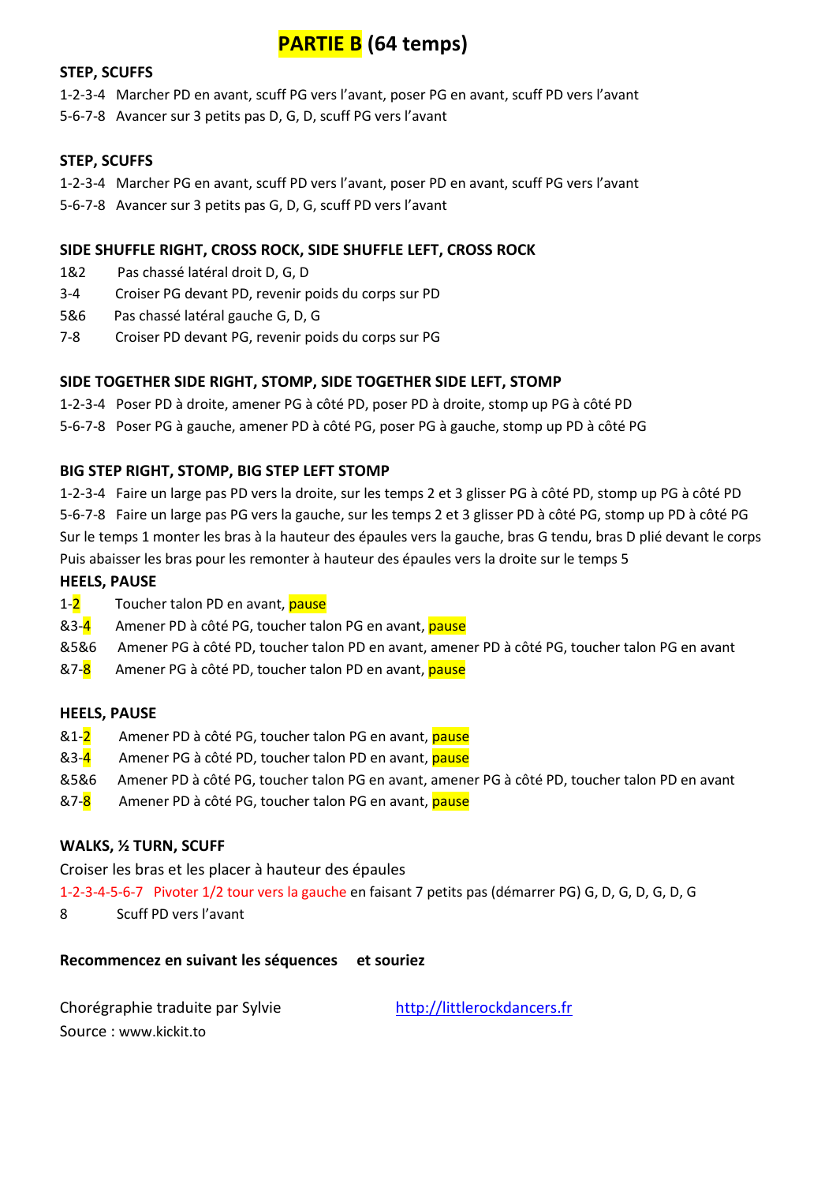# PARTIE B (64 temps)

**STEP, SCUFFS**

1-2-3-4 Marcher PD en avant, scuff PG vers l'avant, poser PG en avant, scuff PD vers l'avant

5-6-7-8 Avancer sur 3 petits pas D, G, D, scuff PG vers l'avant

**STEP, SCUFFS**

1-2-3-4 Marcher PG en avant, scuff PD vers l'avant, poser PD en avant, scuff PG vers l'avant

5-6-7-8 Avancer sur 3 petits pas G, D, G, scuff PD vers l'avant

**SIDE SHUFFLE RIGHT, CROSS ROCK, SIDE SHUFFLE LEFT, CROSS ROCK**

1&2 Pas chassé latéral droit D, G, D

3-4 Croiser PG devant PD, revenir poids du corps sur PD

5&6 Pas chassé latéral gauche G, D, G

7-8 Croiser PD devant PG, revenir poids du corps sur PG

**SIDE TOGETHER SIDE RIGHT, STOMP, SIDE TOGETHER SIDE LEFT, STOMP**

1-2-3-4 Poser PD à droite, amener PG à côté PD, poser PD à droite, stomp up PG à côté PD

5-6-7-8 Poser PG à gauche, amener PD à côté PG, poser PG à gauche, stomp up PD à côté PG

**BIG STEP RIGHT, STOMP, BIG STEP LEFT STOMP**

1-2-3-4 Faire un large pas PD vers la droite, sur les temps 2 et 3 glisser PG à côté PD, stomp up PG à côté PD

5-6-7-8 Faire un large pas PG vers la gauche, sur les temps 2 et 3 glisser PD à côté PG, stomp up PD à côté PG

Sur le temps 1 monter les bras à la hauteur des épaules vers la gauche, bras G tendu, bras D plié devant le corps

Puis abaisser les bras pour les remonter à hauteur des épaules vers la droite sur le temps 5

**HEELS, PAUSE**

1-2 Toucher talon PD en avant, pause

&3-4 Amener PD à côté PG, toucher talon PG en avant, pause

&5&6 Amener PG à côté PD, toucher talon PD en avant, amener PD à côté PG, toucher talon PG en avant

&7-8 Amener PG à côté PD, toucher talon PD en avant, pause

**HEELS, PAUSE**

&1-2 Amener PD à côté PG, toucher talon PG en avant, pause

&3-4 Amener PG à côté PD, toucher talon PD en avant, pause

&5&6 Amener PD à côté PG, toucher talon PG en avant, amener PG à côté PD, toucher talon PD en avant

&7-8 Amener PD à côté PG, toucher talon PG en avant, pause

**WALKS, ½ TURN, SCUFF**

Croiser les bras et les placer à hauteur des épaules

1-2-3-4-5-6-7 Pivoter 1/2 tour vers la gauche en faisant 7 petits pas (démarrer PG) G, D, G, D, G, D, G

8 Scuff PD vers l'avant

**Recommencez en suivant les séquences et souriez**

Chorégraphie traduite par Sylvie http://littlerockdancers.fr

Source : www.kickit.to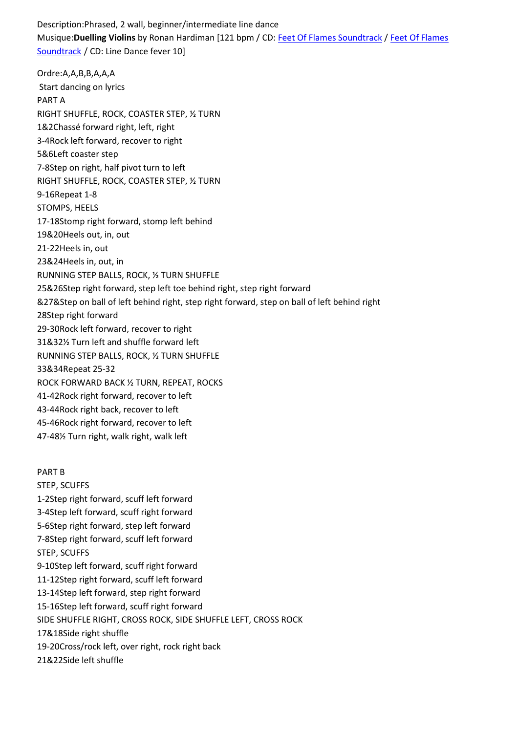Description:Phrased, 2 wall, beginner/intermediate line dance
Musique:**Duelling Violins** by Ronan Hardiman [121 bpm / CD: Feet Of Flames Soundtrack / Feet Of Flames Soundtrack / CD: Line Dance fever 10]

Ordre:A,A,B,B,A,A,A
Start dancing on lyrics

PART A

RIGHT SHUFFLE, ROCK, COASTER STEP, ½ TURN
1&2Chassé forward right, left, right
3-4Rock left forward, recover to right
5&6Left coaster step
7-8Step on right, half pivot turn to left

RIGHT SHUFFLE, ROCK, COASTER STEP, ½ TURN
9-16Repeat 1-8

STOMPS, HEELS
17-18Stomp right forward, stomp left behind
19&20Heels out, in, out
21-22Heels in, out
23&24Heels in, out, in

RUNNING STEP BALLS, ROCK, ½ TURN SHUFFLE
25&26Step right forward, step left toe behind right, step right forward
&27&Step on ball of left behind right, step right forward, step on ball of left behind right
28Step right forward
29-30Rock left forward, recover to right
31&32½ Turn left and shuffle forward left

RUNNING STEP BALLS, ROCK, ½ TURN SHUFFLE
33&34Repeat 25-32

ROCK FORWARD BACK ½ TURN, REPEAT, ROCKS
41-42Rock right forward, recover to left
43-44Rock right back, recover to left
45-46Rock right forward, recover to left
47-48½ Turn right, walk right, walk left

PART B

STEP, SCUFFS
1-2Step right forward, scuff left forward
3-4Step left forward, scuff right forward
5-6Step right forward, step left forward
7-8Step right forward, scuff left forward

STEP, SCUFFS
9-10Step left forward, scuff right forward
11-12Step right forward, scuff left forward
13-14Step left forward, step right forward
15-16Step left forward, scuff right forward

SIDE SHUFFLE RIGHT, CROSS ROCK, SIDE SHUFFLE LEFT, CROSS ROCK
17&18Side right shuffle
19-20Cross/rock left, over right, rock right back
21&22Side left shuffle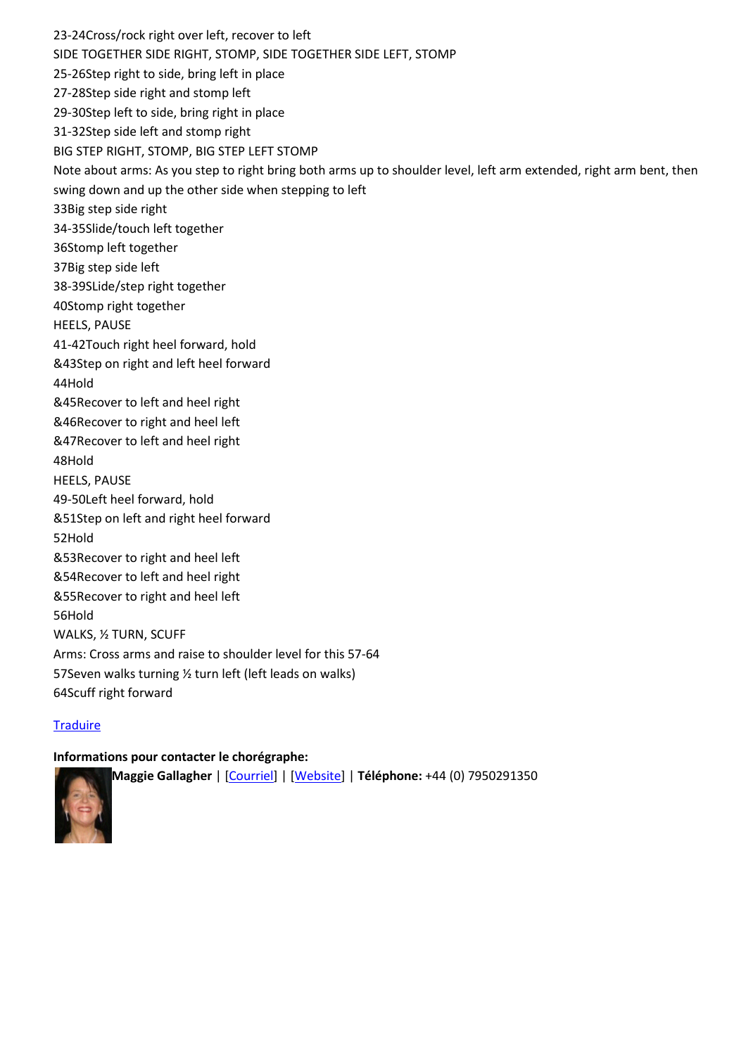23-24Cross/rock right over left, recover to left

SIDE TOGETHER SIDE RIGHT, STOMP, SIDE TOGETHER SIDE LEFT, STOMP

25-26Step right to side, bring left in place

27-28Step side right and stomp left

29-30Step left to side, bring right in place

31-32Step side left and stomp right

BIG STEP RIGHT, STOMP, BIG STEP LEFT STOMP

Note about arms: As you step to right bring both arms up to shoulder level, left arm extended, right arm bent, then swing down and up the other side when stepping to left

33Big step side right

34-35Slide/touch left together

36Stomp left together

37Big step side left

38-39SLide/step right together

40Stomp right together

HEELS, PAUSE

41-42Touch right heel forward, hold

&43Step on right and left heel forward

44Hold

&45Recover to left and heel right

&46Recover to right and heel left

&47Recover to left and heel right

48Hold

HEELS, PAUSE

49-50Left heel forward, hold

&51Step on left and right heel forward

52Hold

&53Recover to right and heel left

&54Recover to left and heel right

&55Recover to right and heel left

56Hold

WALKS, ½ TURN, SCUFF

Arms: Cross arms and raise to shoulder level for this 57-64

57Seven walks turning ½ turn left (left leads on walks)

64Scuff right forward

Traduire

**Informations pour contacter le chorégraphe:**

**Maggie Gallagher** | [Courriel] | [Website] | **Téléphone:** +44 (0) 7950291350